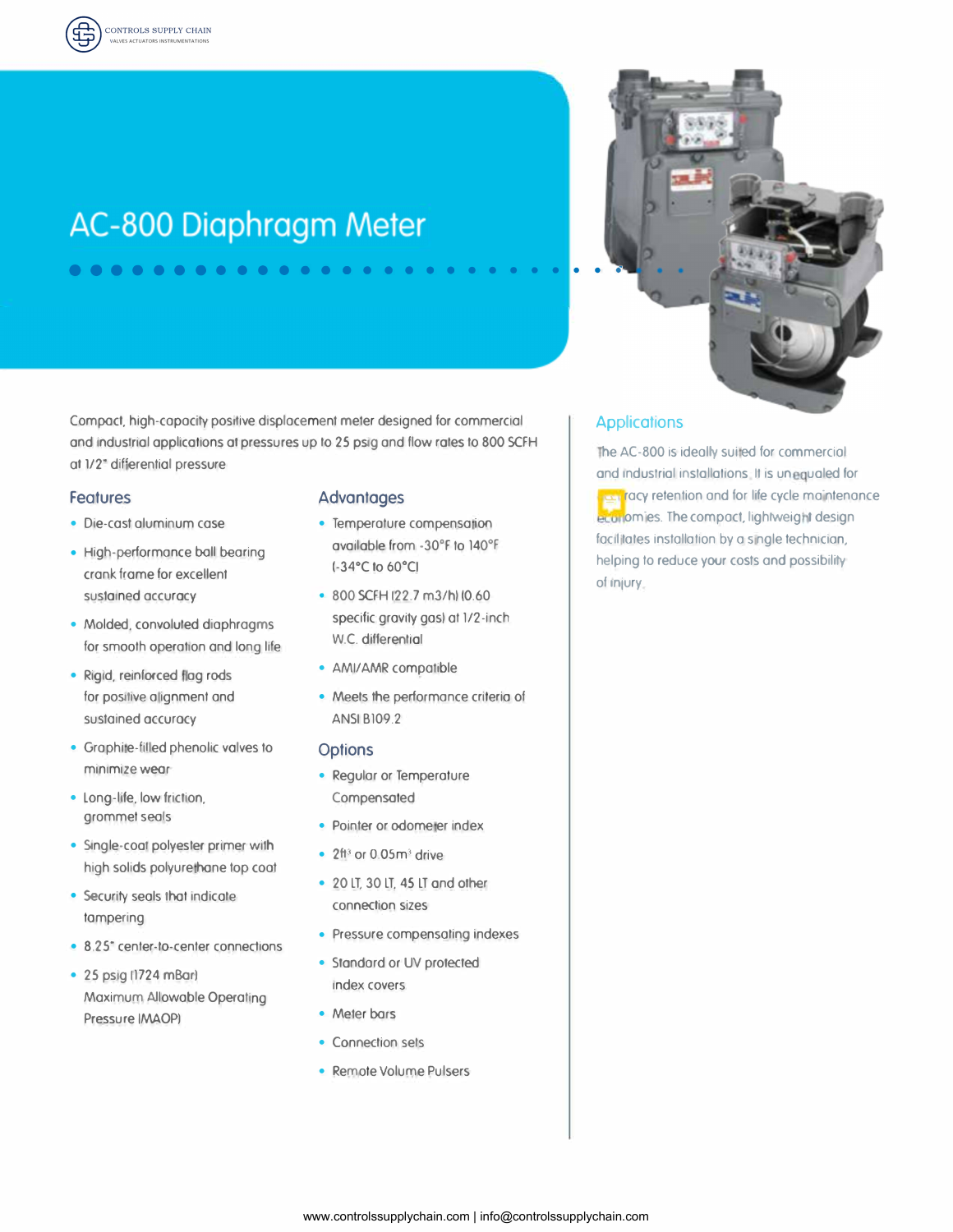# AC-800 Diaphragm Meter

Compact, high-capacity positive displacement meter designed for commercial and industrial applications at pressures up to 25 psig and flow rates to 800 SCFH at 1/2" differential pressure

## Features

- Die-cast aluminum case
- High-performance ball bearing crank frame for excellent sustained accuracy
- Molded, convoluted diaphragms for smooth operation and long life
- Rigid, reinforced flag rods for positive alignment and sustained accuracy
- Graphite-filled phenolic valves to minimize wear
- Long-life, low friction, grommet seals
- Single-coat polyester primer with high solids polyurethane top coat
- Security seals that indicate tampering
- 8.25" center-to-center connections
- 25 psig (1724 mBar) Maximum Allowable Operating Pressure (MAOP)

## Advantages

- Temperature compensation available from -30°F to 140°F (-34°C to 60°C)
- 800 SCFH (22.7 m3/h) (0.60 specific gravity gas) at 1/2-inch W.C. differential
- AMI/AMR compatible
- Meets the performance criteria of ANSI B109.2

## Options

- Regular or Temperature Compensated
- Pointer or odometer index
- 2ft³ or 0.05m³ drive
- 20 LT, 30 LT, 45 LT and other connection sizes
- Pressure compensating indexes
- Standard or UV protected index covers
- Meter bars
- Connection sets
- Remote Volume Pulsers

## Applications

The AC-800 is ideally suited for commercial and industrial installations. It is unequaled for accuracy retention and for life cycle maintenance economies. The compact, lightweight design facilitates installation by a single technician, helping to reduce your costs and possibility of injury.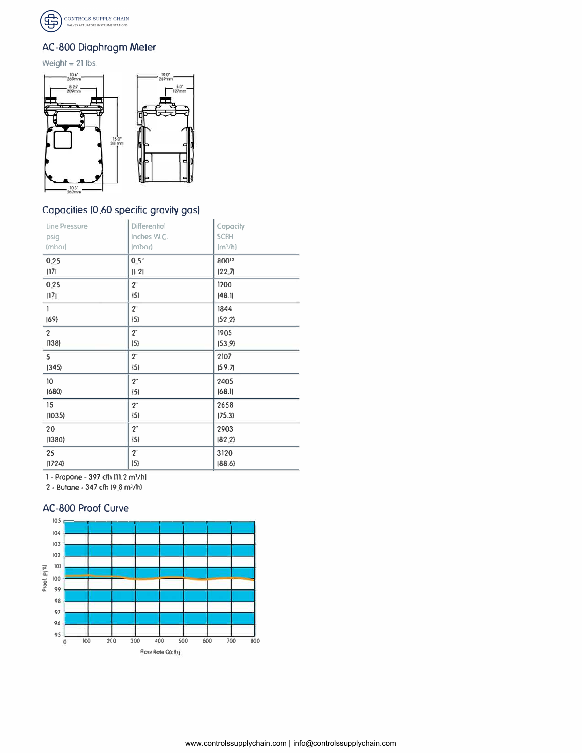## AC-800 Diaphragm Meter

Weight = 21 lbs.

10.6"
269mm

8.25"
209mm

15.0"
381mm

10.3"
262mm

10.0"
269mm

5.0"
127mm

## Capacities (0.60 specific gravity gas)

| Line Pressure psig (mbar) | Differential Inches W.C. (mbar) | Capacity SCFH (m³/h) |
|---|---|---|
| 0.25 (17) | 0.5" (1.2) | 800[1,2] (22.7) |
| 0.25 (17) | 2" (5) | 1700 (48.1) |
| 1 (69) | 2" (5) | 1844 (52.2) |
| 2 (138) | 2" (5) | 1905 (53.9) |
| 5 (345) | 2" (5) | 2107 (59.7) |
| 10 (680) | 2" (5) | 2405 (68.1) |
| 15 (1035) | 2" (5) | 2658 (75.3) |
| 20 (1380) | 2" (5) | 2903 (82.2) |
| 25 (1724) | 2" (5) | 3120 (88.6) |

1 - Propane - 397 cfh (11.2 m³/h)

2 - Butane - 347 cfh (9.8 m³/h)

## AC-800 Proof Curve

Proof, P(%)

105
104
103
102
101
100
99
98
97
96
95

0 100 200 300 400 500 600 700 800

Flow Rate Q(cfh)